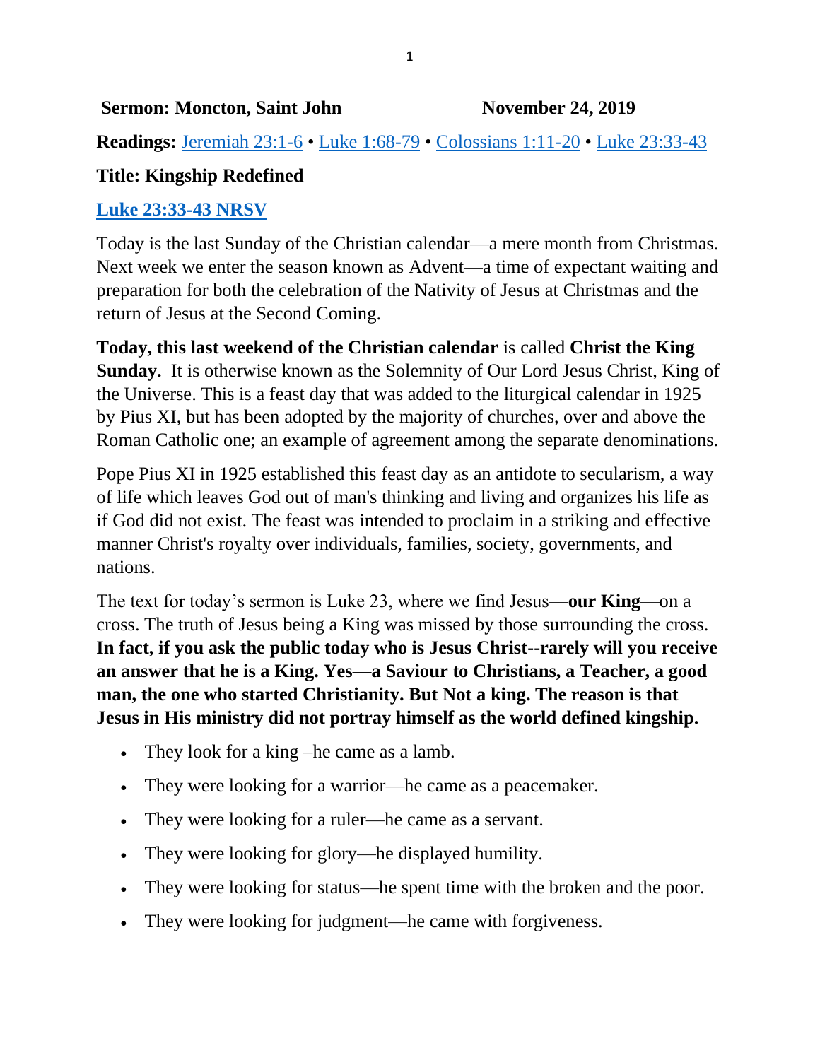**Sermon: Moncton, Saint John November 24, 2019**

**Readings:** Jeremiah 23:1-6 • Luke 1:68-79 • Colossians 1:11-20 • Luke 23:33-43

**Title: Kingship Redefined**

**Luke 23:33-43 NRSV**

Today is the last Sunday of the Christian calendar—a mere month from Christmas. Next week we enter the season known as Advent—a time of expectant waiting and preparation for both the celebration of the Nativity of Jesus at Christmas and the return of Jesus at the Second Coming.

**Today, this last weekend of the Christian calendar** is called **Christ the King Sunday.** It is otherwise known as the Solemnity of Our Lord Jesus Christ, King of the Universe. This is a feast day that was added to the liturgical calendar in 1925 by Pius XI, but has been adopted by the majority of churches, over and above the Roman Catholic one; an example of agreement among the separate denominations.

Pope Pius XI in 1925 established this feast day as an antidote to secularism, a way of life which leaves God out of man's thinking and living and organizes his life as if God did not exist. The feast was intended to proclaim in a striking and effective manner Christ's royalty over individuals, families, society, governments, and nations.

The text for today's sermon is Luke 23, where we find Jesus—**our King**—on a cross. The truth of Jesus being a King was missed by those surrounding the cross. **In fact, if you ask the public today who is Jesus Christ--rarely will you receive an answer that he is a King. Yes—a Saviour to Christians, a Teacher, a good man, the one who started Christianity. But Not a king. The reason is that Jesus in His ministry did not portray himself as the world defined kingship.**

- They look for a king –he came as a lamb.
- They were looking for a warrior—he came as a peacemaker.
- They were looking for a ruler—he came as a servant.
- They were looking for glory—he displayed humility.
- They were looking for status—he spent time with the broken and the poor.
- They were looking for judgment—he came with forgiveness.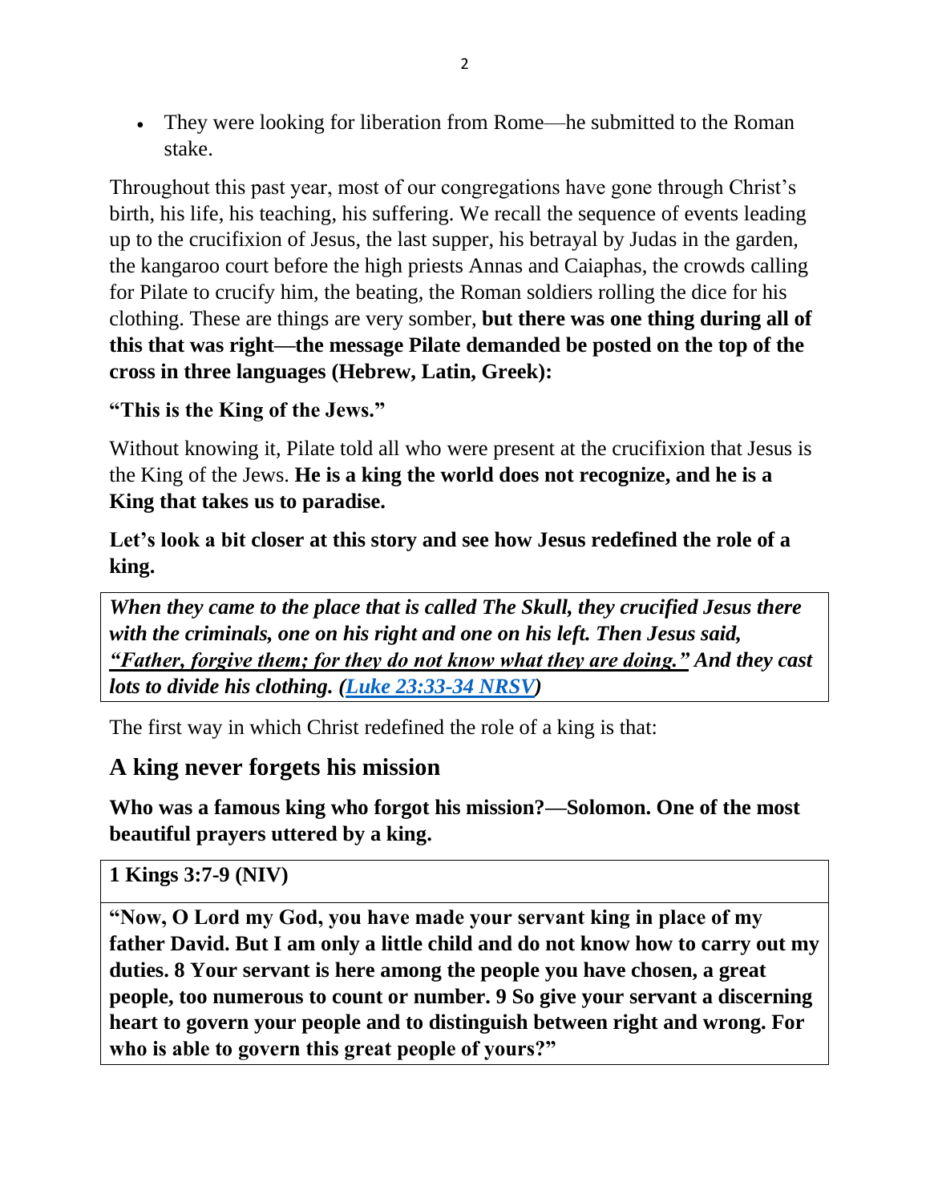- They were looking for liberation from Rome—he submitted to the Roman stake.

Throughout this past year, most of our congregations have gone through Christ's birth, his life, his teaching, his suffering. We recall the sequence of events leading up to the crucifixion of Jesus, the last supper, his betrayal by Judas in the garden, the kangaroo court before the high priests Annas and Caiaphas, the crowds calling for Pilate to crucify him, the beating, the Roman soldiers rolling the dice for his clothing. These are things are very somber, **but there was one thing during all of this that was right—the message Pilate demanded be posted on the top of the cross in three languages (Hebrew, Latin, Greek):**

**"This is the King of the Jews."**

Without knowing it, Pilate told all who were present at the crucifixion that Jesus is the King of the Jews. **He is a king the world does not recognize, and he is a King that takes us to paradise.**

**Let's look a bit closer at this story and see how Jesus redefined the role of a king.**

| ***When they came to the place that is called The Skull, they crucified Jesus there with the criminals, one on his right and one on his left. Then Jesus said, <u>"Father, forgive them; for they do not know what they are doing."</u> And they cast lots to divide his clothing. ([Luke 23:33-34 NRSV](#))*** |
|---|

The first way in which Christ redefined the role of a king is that:

## A king never forgets his mission

**Who was a famous king who forgot his mission?—Solomon. One of the most beautiful prayers uttered by a king.**

| **1 Kings 3:7-9 (NIV)** |
|---|
| **"Now, O Lord my God, you have made your servant king in place of my father David. But I am only a little child and do not know how to carry out my duties. 8 Your servant is here among the people you have chosen, a great people, too numerous to count or number. 9 So give your servant a discerning heart to govern your people and to distinguish between right and wrong. For who is able to govern this great people of yours?"** |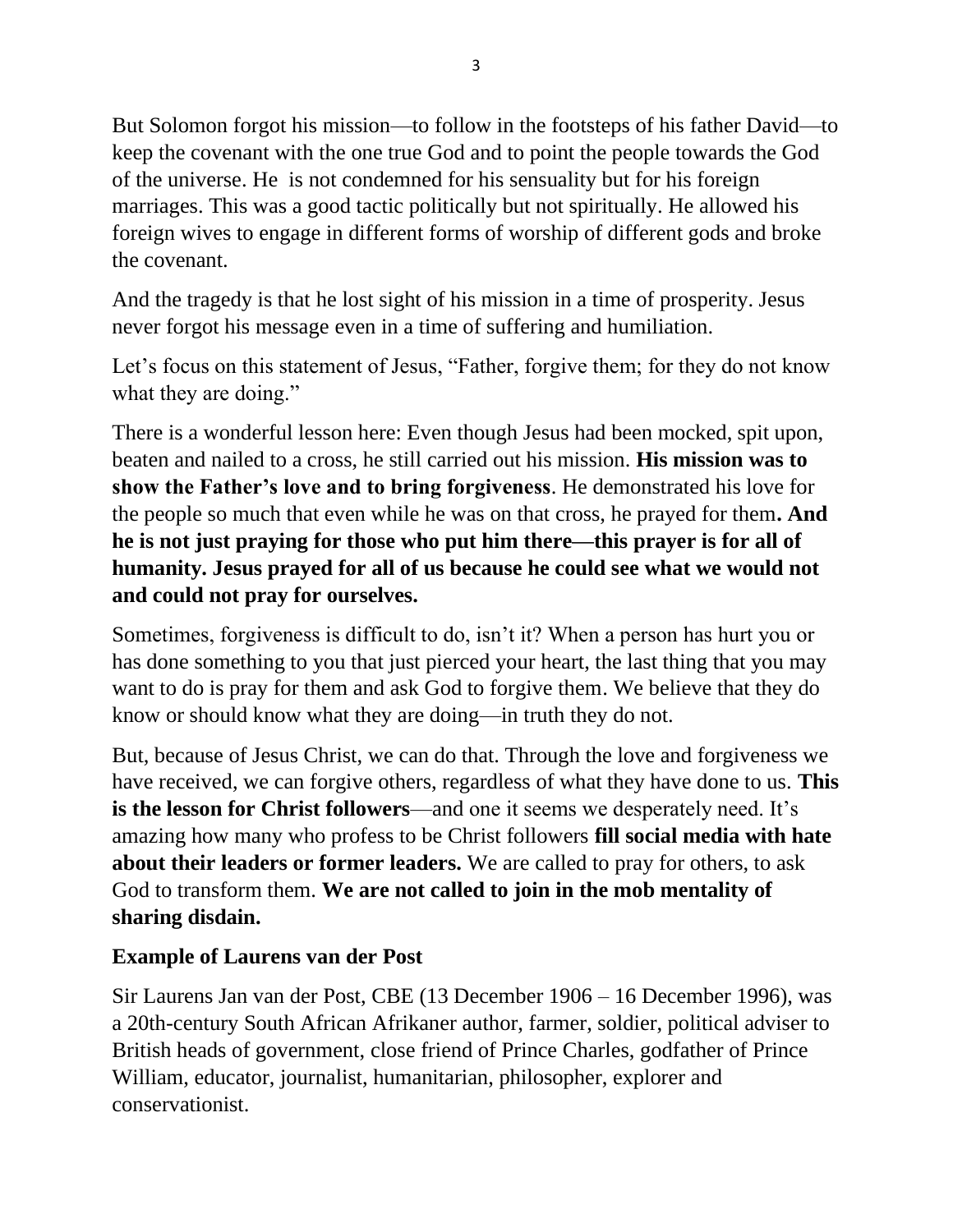But Solomon forgot his mission—to follow in the footsteps of his father David—to keep the covenant with the one true God and to point the people towards the God of the universe. He is not condemned for his sensuality but for his foreign marriages. This was a good tactic politically but not spiritually. He allowed his foreign wives to engage in different forms of worship of different gods and broke the covenant.

And the tragedy is that he lost sight of his mission in a time of prosperity. Jesus never forgot his message even in a time of suffering and humiliation.

Let's focus on this statement of Jesus, "Father, forgive them; for they do not know what they are doing."

There is a wonderful lesson here: Even though Jesus had been mocked, spit upon, beaten and nailed to a cross, he still carried out his mission. **His mission was to show the Father's love and to bring forgiveness**. He demonstrated his love for the people so much that even while he was on that cross, he prayed for them**. And he is not just praying for those who put him there—this prayer is for all of humanity. Jesus prayed for all of us because he could see what we would not and could not pray for ourselves.**

Sometimes, forgiveness is difficult to do, isn't it? When a person has hurt you or has done something to you that just pierced your heart, the last thing that you may want to do is pray for them and ask God to forgive them. We believe that they do know or should know what they are doing—in truth they do not.

But, because of Jesus Christ, we can do that. Through the love and forgiveness we have received, we can forgive others, regardless of what they have done to us. **This is the lesson for Christ followers**—and one it seems we desperately need. It's amazing how many who profess to be Christ followers **fill social media with hate about their leaders or former leaders.** We are called to pray for others, to ask God to transform them. **We are not called to join in the mob mentality of sharing disdain.**

### Example of Laurens van der Post

Sir Laurens Jan van der Post, CBE (13 December 1906 – 16 December 1996), was a 20th-century South African Afrikaner author, farmer, soldier, political adviser to British heads of government, close friend of Prince Charles, godfather of Prince William, educator, journalist, humanitarian, philosopher, explorer and conservationist.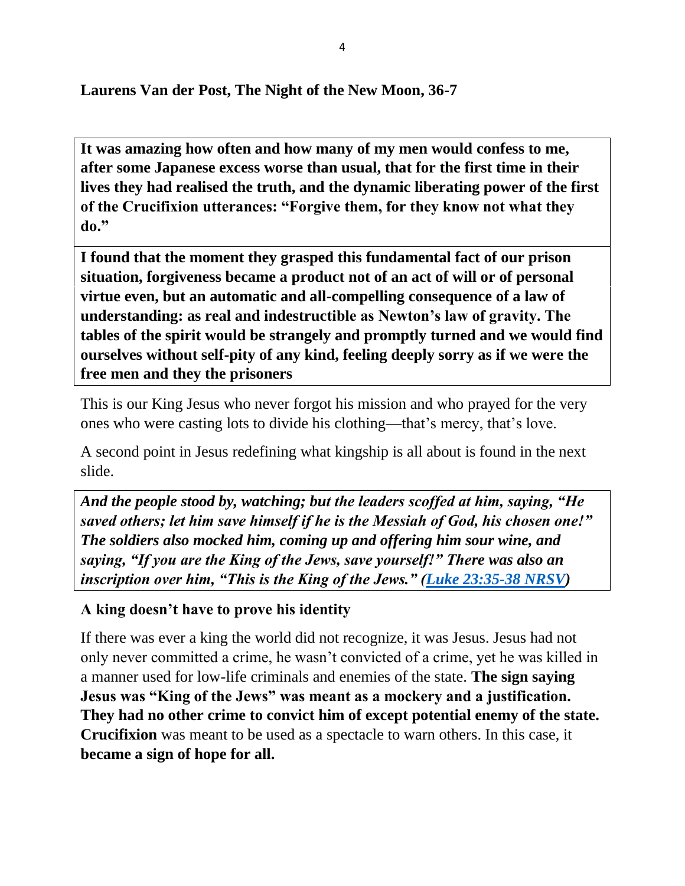**Laurens Van der Post, The Night of the New Moon, 36-7**

**It was amazing how often and how many of my men would confess to me, after some Japanese excess worse than usual, that for the first time in their lives they had realised the truth, and the dynamic liberating power of the first of the Crucifixion utterances: "Forgive them, for they know not what they do."**

**I found that the moment they grasped this fundamental fact of our prison situation, forgiveness became a product not of an act of will or of personal virtue even, but an automatic and all-compelling consequence of a law of understanding: as real and indestructible as Newton's law of gravity. The tables of the spirit would be strangely and promptly turned and we would find ourselves without self-pity of any kind, feeling deeply sorry as if we were the free men and they the prisoners**

This is our King Jesus who never forgot his mission and who prayed for the very ones who were casting lots to divide his clothing—that's mercy, that's love.

A second point in Jesus redefining what kingship is all about is found in the next slide.

***And the people stood by, watching; but the leaders scoffed at him, saying, "He saved others; let him save himself if he is the Messiah of God, his chosen one!" The soldiers also mocked him, coming up and offering him sour wine, and saying, "If you are the King of the Jews, save yourself!" There was also an inscription over him, "This is the King of the Jews." (Luke 23:35-38 NRSV)***

**A king doesn't have to prove his identity**

If there was ever a king the world did not recognize, it was Jesus. Jesus had not only never committed a crime, he wasn't convicted of a crime, yet he was killed in a manner used for low-life criminals and enemies of the state. **The sign saying Jesus was "King of the Jews" was meant as a mockery and a justification. They had no other crime to convict him of except potential enemy of the state. Crucifixion** was meant to be used as a spectacle to warn others. In this case, it **became a sign of hope for all.**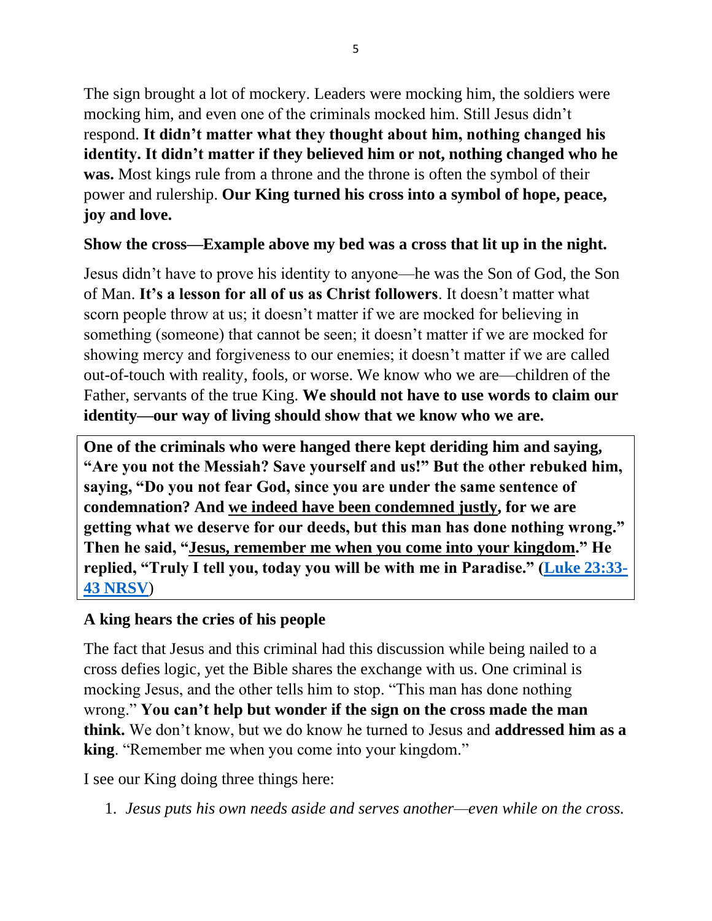The sign brought a lot of mockery. Leaders were mocking him, the soldiers were mocking him, and even one of the criminals mocked him. Still Jesus didn't respond. **It didn't matter what they thought about him, nothing changed his identity. It didn't matter if they believed him or not, nothing changed who he was.** Most kings rule from a throne and the throne is often the symbol of their power and rulership. **Our King turned his cross into a symbol of hope, peace, joy and love.**

**Show the cross—Example above my bed was a cross that lit up in the night.**

Jesus didn't have to prove his identity to anyone—he was the Son of God, the Son of Man. **It's a lesson for all of us as Christ followers**. It doesn't matter what scorn people throw at us; it doesn't matter if we are mocked for believing in something (someone) that cannot be seen; it doesn't matter if we are mocked for showing mercy and forgiveness to our enemies; it doesn't matter if we are called out-of-touch with reality, fools, or worse. We know who we are—children of the Father, servants of the true King. **We should not have to use words to claim our identity—our way of living should show that we know who we are.**

**One of the criminals who were hanged there kept deriding him and saying, "Are you not the Messiah? Save yourself and us!" But the other rebuked him, saying, "Do you not fear God, since you are under the same sentence of condemnation? And <u>we indeed have been condemned justly</u>, for we are getting what we deserve for our deeds, but this man has done nothing wrong." Then he said, "<u>Jesus, remember me when you come into your kingdom</u>." He replied, "Truly I tell you, today you will be with me in Paradise." ([Luke 23:33-43 NRSV](Luke 23:33-43 NRSV))**

**A king hears the cries of his people**

The fact that Jesus and this criminal had this discussion while being nailed to a cross defies logic, yet the Bible shares the exchange with us. One criminal is mocking Jesus, and the other tells him to stop. "This man has done nothing wrong." **You can't help but wonder if the sign on the cross made the man think.** We don't know, but we do know he turned to Jesus and **addressed him as a king**. "Remember me when you come into your kingdom."

I see our King doing three things here:

1. *Jesus puts his own needs aside and serves another—even while on the cross.*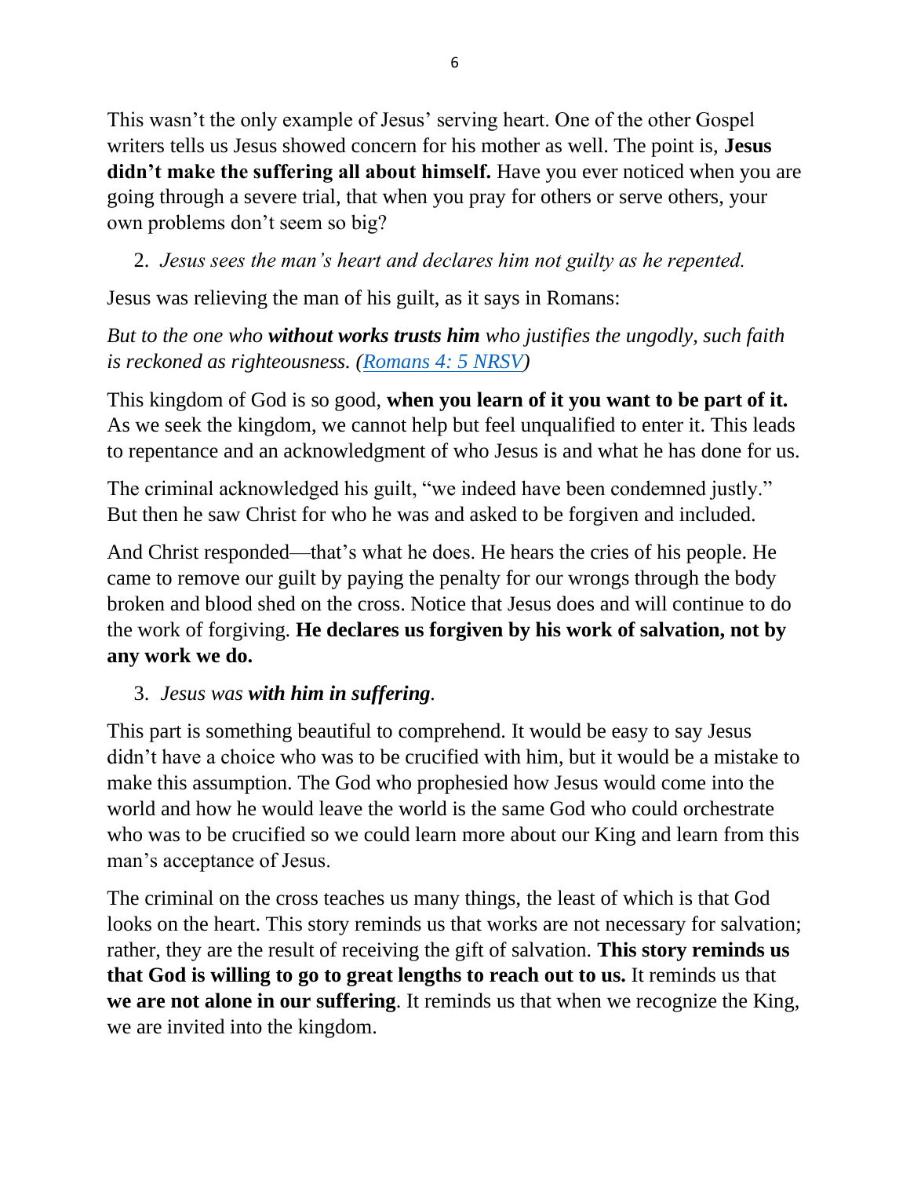This wasn't the only example of Jesus' serving heart. One of the other Gospel writers tells us Jesus showed concern for his mother as well. The point is, **Jesus didn't make the suffering all about himself.** Have you ever noticed when you are going through a severe trial, that when you pray for others or serve others, your own problems don't seem so big?

2. *Jesus sees the man's heart and declares him not guilty as he repented.*

Jesus was relieving the man of his guilt, as it says in Romans:

*But to the one who* ***without works trusts him*** *who justifies the ungodly, such faith is reckoned as righteousness. ([Romans 4: 5 NRSV](Romans 4: 5 NRSV))*

This kingdom of God is so good, **when you learn of it you want to be part of it.** As we seek the kingdom, we cannot help but feel unqualified to enter it. This leads to repentance and an acknowledgment of who Jesus is and what he has done for us.

The criminal acknowledged his guilt, "we indeed have been condemned justly." But then he saw Christ for who he was and asked to be forgiven and included.

And Christ responded—that's what he does. He hears the cries of his people. He came to remove our guilt by paying the penalty for our wrongs through the body broken and blood shed on the cross. Notice that Jesus does and will continue to do the work of forgiving. **He declares us forgiven by his work of salvation, not by any work we do.**

3. *Jesus was* ***with him in suffering****.*

This part is something beautiful to comprehend. It would be easy to say Jesus didn't have a choice who was to be crucified with him, but it would be a mistake to make this assumption. The God who prophesied how Jesus would come into the world and how he would leave the world is the same God who could orchestrate who was to be crucified so we could learn more about our King and learn from this man's acceptance of Jesus.

The criminal on the cross teaches us many things, the least of which is that God looks on the heart. This story reminds us that works are not necessary for salvation; rather, they are the result of receiving the gift of salvation. **This story reminds us that God is willing to go to great lengths to reach out to us.** It reminds us that **we are not alone in our suffering**. It reminds us that when we recognize the King, we are invited into the kingdom.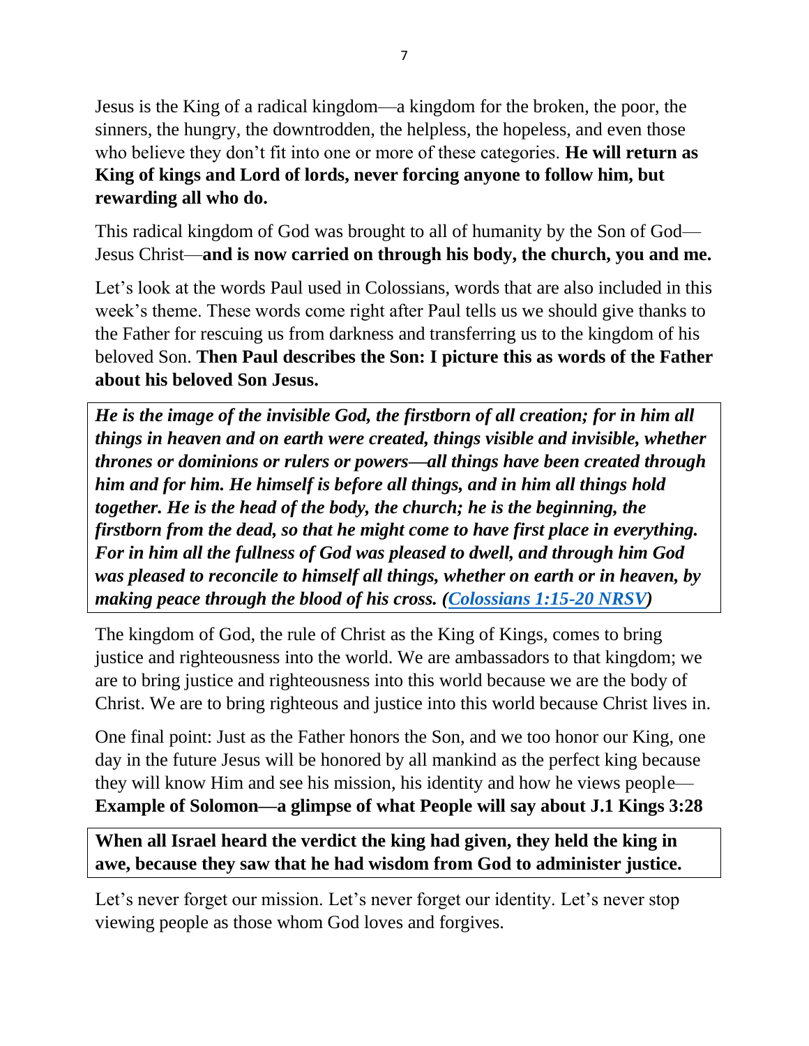Jesus is the King of a radical kingdom—a kingdom for the broken, the poor, the sinners, the hungry, the downtrodden, the helpless, the hopeless, and even those who believe they don't fit into one or more of these categories. **He will return as King of kings and Lord of lords, never forcing anyone to follow him, but rewarding all who do.**

This radical kingdom of God was brought to all of humanity by the Son of God—Jesus Christ—**and is now carried on through his body, the church, you and me.**

Let's look at the words Paul used in Colossians, words that are also included in this week's theme. These words come right after Paul tells us we should give thanks to the Father for rescuing us from darkness and transferring us to the kingdom of his beloved Son. **Then Paul describes the Son: I picture this as words of the Father about his beloved Son Jesus.**

> ***He is the image of the invisible God, the firstborn of all creation; for in him all things in heaven and on earth were created, things visible and invisible, whether thrones or dominions or rulers or powers—all things have been created through him and for him. He himself is before all things, and in him all things hold together. He is the head of the body, the church; he is the beginning, the firstborn from the dead, so that he might come to have first place in everything. For in him all the fullness of God was pleased to dwell, and through him God was pleased to reconcile to himself all things, whether on earth or in heaven, by making peace through the blood of his cross. (Colossians 1:15-20 NRSV)***

The kingdom of God, the rule of Christ as the King of Kings, comes to bring justice and righteousness into the world. We are ambassadors to that kingdom; we are to bring justice and righteousness into this world because we are the body of Christ. We are to bring righteous and justice into this world because Christ lives in.

One final point: Just as the Father honors the Son, and we too honor our King, one day in the future Jesus will be honored by all mankind as the perfect king because they will know Him and see his mission, his identity and how he views people—**Example of Solomon—a glimpse of what People will say about J.1 Kings 3:28**

> **When all Israel heard the verdict the king had given, they held the king in awe, because they saw that he had wisdom from God to administer justice.**

Let's never forget our mission. Let's never forget our identity. Let's never stop viewing people as those whom God loves and forgives.